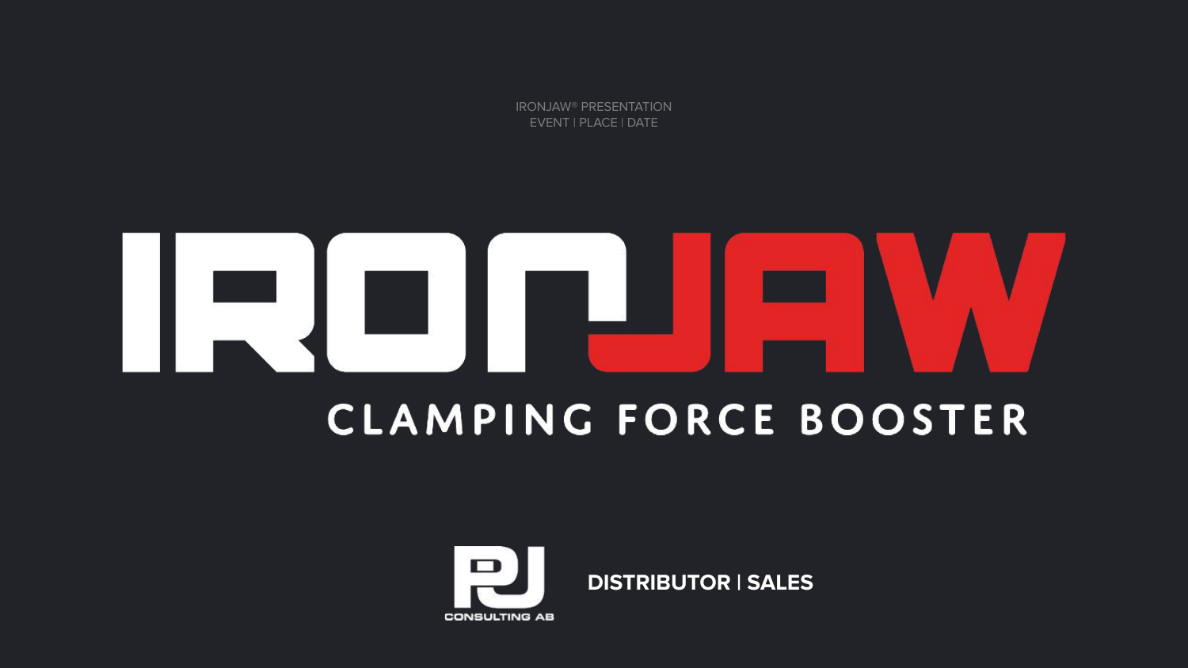IRONJAW® PRESENTATION
EVENT | PLACE | DATE

# IRONJAW

## CLAMPING FORCE BOOSTER

PJ CONSULTING AB

**DISTRIBUTOR | SALES**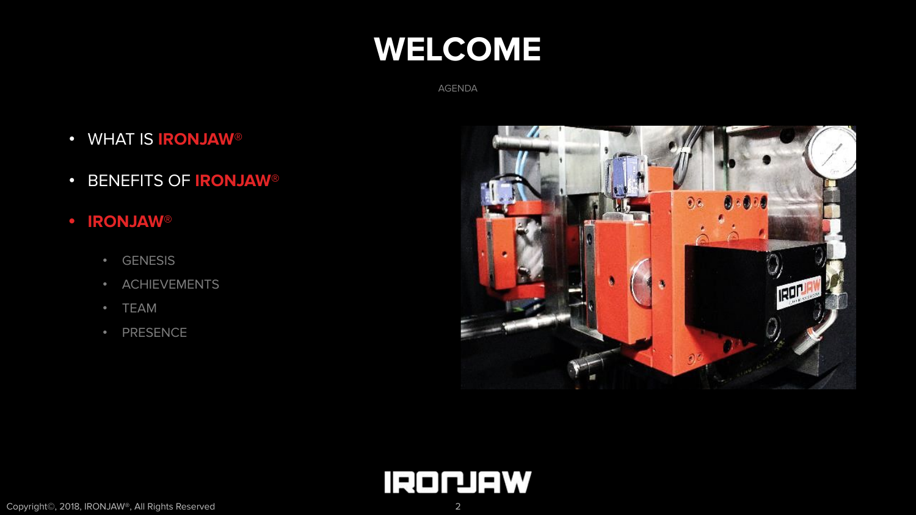# WELCOME

AGENDA

- WHAT IS **IRONJAW®**
- BENEFITS OF **IRONJAW®**
- **IRONJAW®**
  - GENESIS
  - ACHIEVEMENTS
  - TEAM
  - PRESENCE

IRONJAW

Copyright©, 2018, IRONJAW®, All Rights Reserved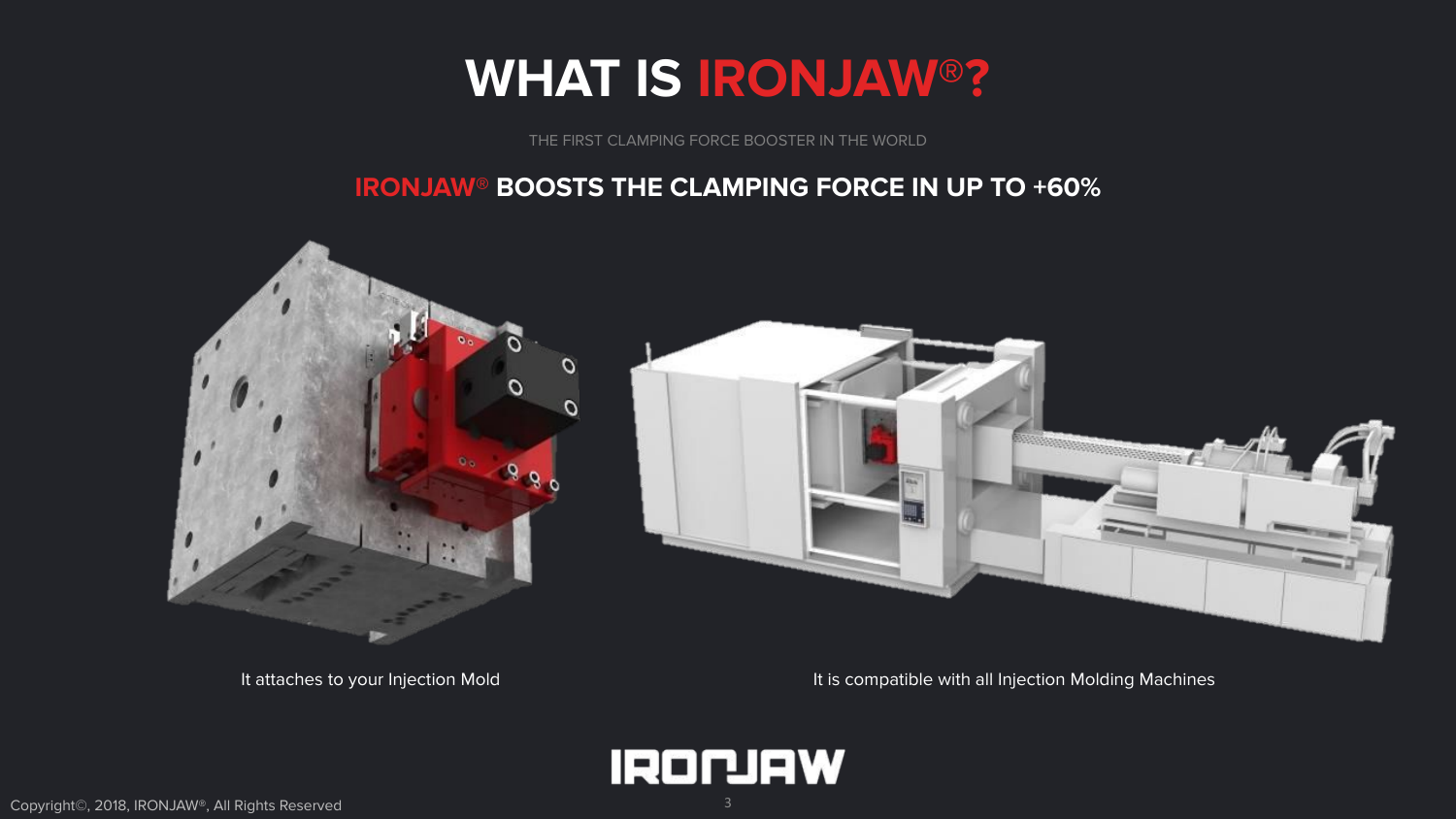# WHAT IS IRONJAW®?

THE FIRST CLAMPING FORCE BOOSTER IN THE WORLD

## IRONJAW® BOOSTS THE CLAMPING FORCE IN UP TO +60%

It attaches to your Injection Mold

It is compatible with all Injection Molding Machines

Copyright©, 2018, IRONJAW®, All Rights Reserved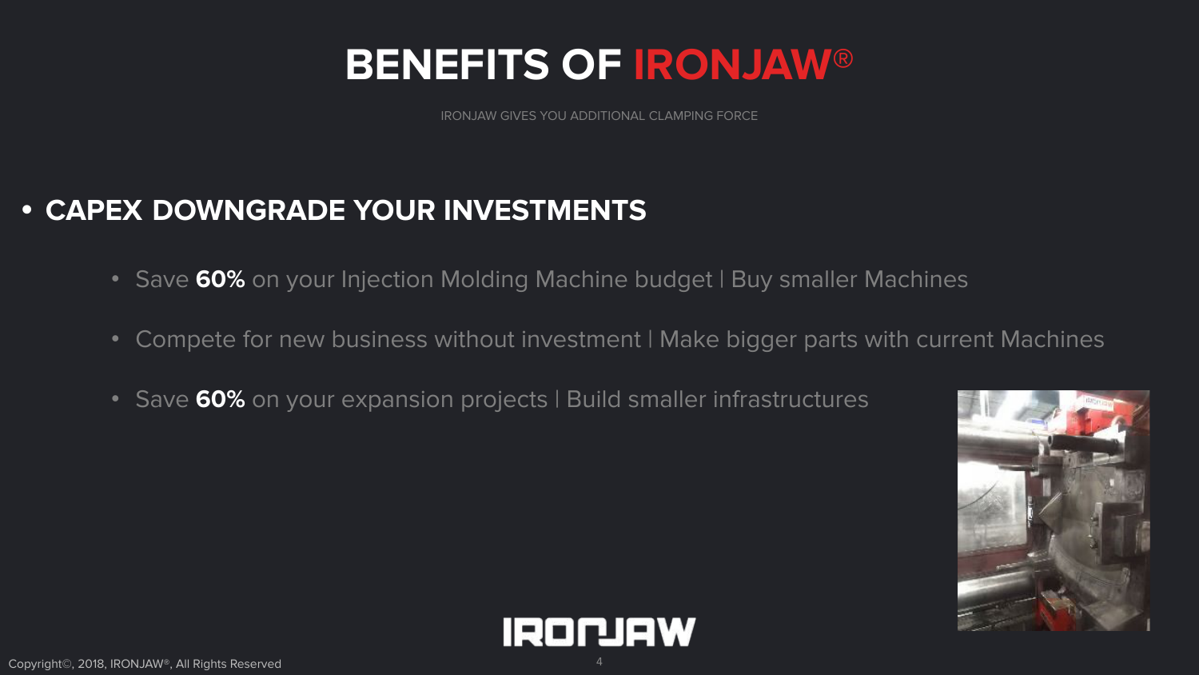# BENEFITS OF IRONJAW®

IRONJAW GIVES YOU ADDITIONAL CLAMPING FORCE

- **CAPEX DOWNGRADE YOUR INVESTMENTS**
  - Save **60%** on your Injection Molding Machine budget | Buy smaller Machines
  - Compete for new business without investment | Make bigger parts with current Machines
  - Save **60%** on your expansion projects | Build smaller infrastructures

IRONJAW

Copyright©, 2018, IRONJAW®, All Rights Reserved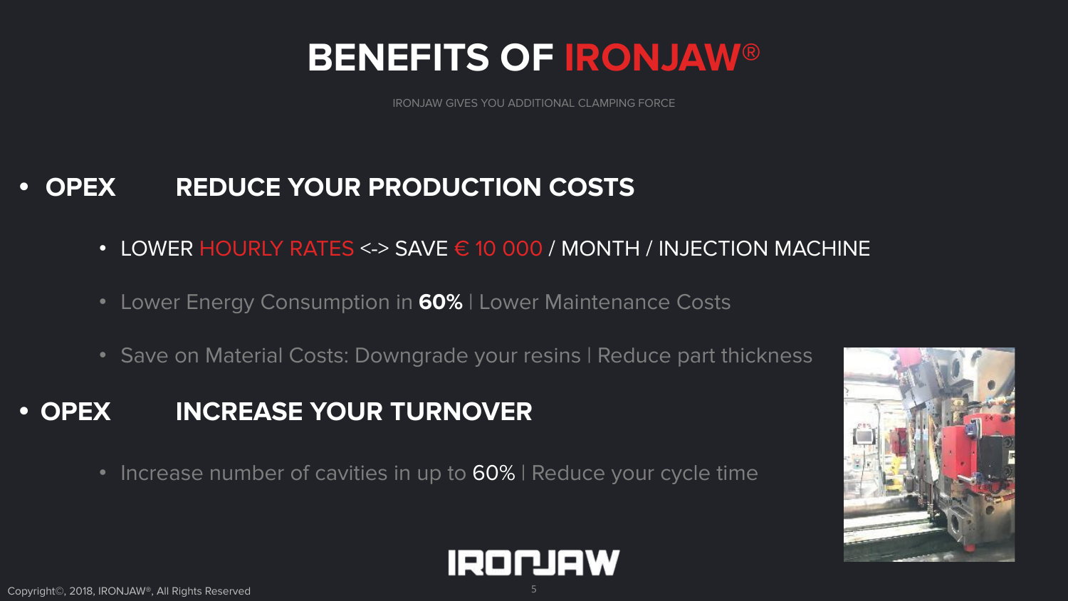# BENEFITS OF IRONJAW®

IRONJAW GIVES YOU ADDITIONAL CLAMPING FORCE

- **OPEX REDUCE YOUR PRODUCTION COSTS**
  - LOWER HOURLY RATES <-> SAVE € 10 000 / MONTH / INJECTION MACHINE
  - Lower Energy Consumption in **60%** | Lower Maintenance Costs
  - Save on Material Costs: Downgrade your resins | Reduce part thickness
- **OPEX INCREASE YOUR TURNOVER**
  - Increase number of cavities in up to 60% | Reduce your cycle time

IRONJAW

Copyright©, 2018, IRONJAW®, All Rights Reserved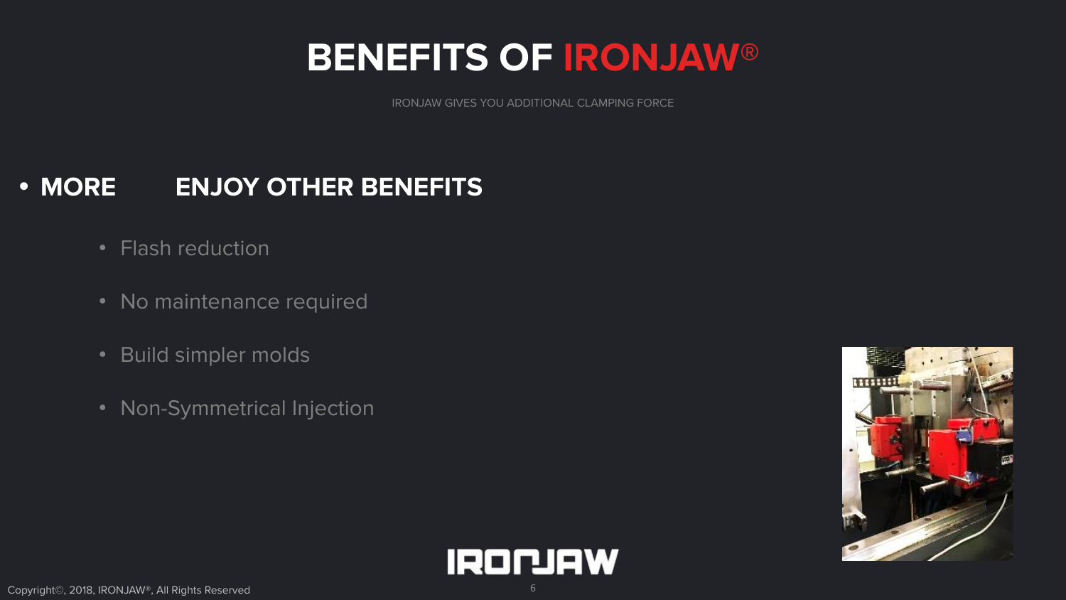# BENEFITS OF IRONJAW®

IRONJAW GIVES YOU ADDITIONAL CLAMPING FORCE

- **MORE ENJOY OTHER BENEFITS**
  - Flash reduction
  - No maintenance required
  - Build simpler molds
  - Non-Symmetrical Injection

Copyright©, 2018, IRONJAW®, All Rights Reserved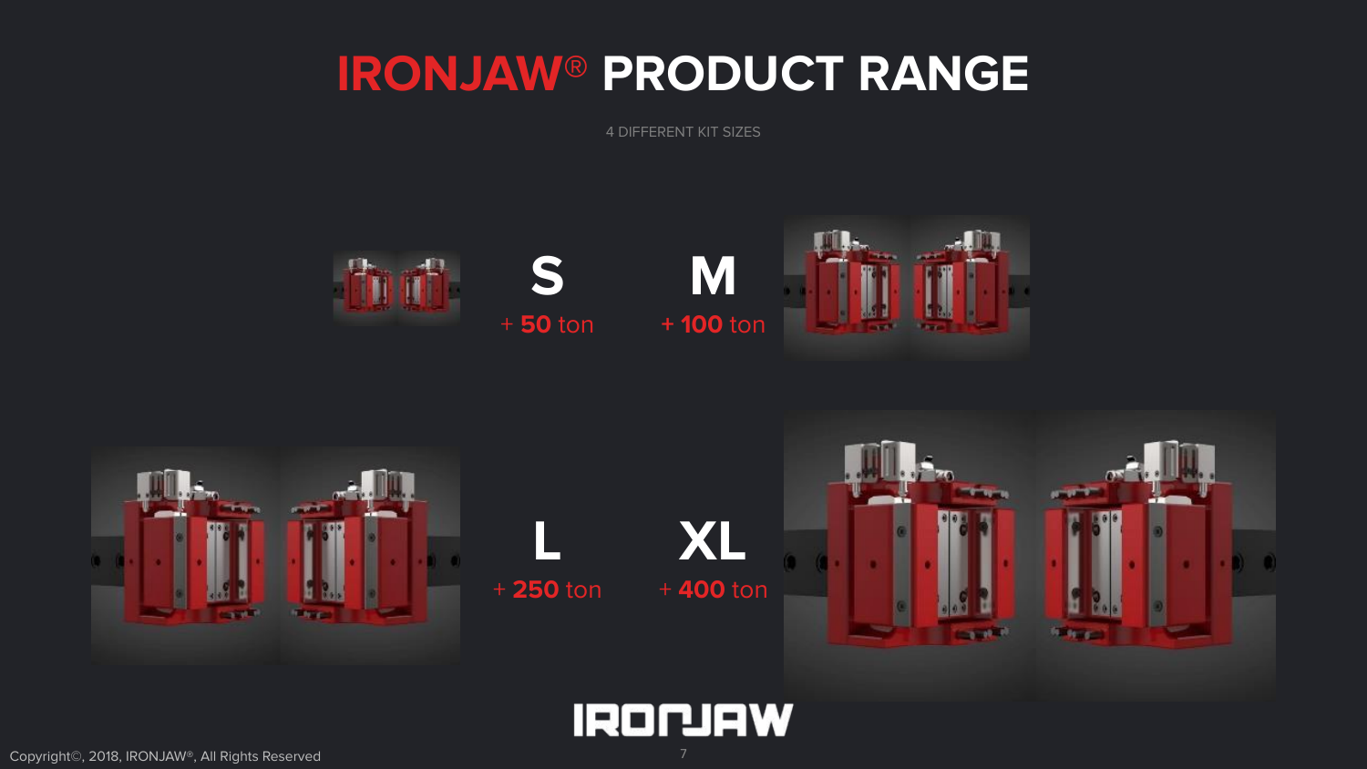# IRONJAW® PRODUCT RANGE

4 DIFFERENT KIT SIZES

**S**
+ **50** ton

**M**
+ **100** ton

**L**
+ **250** ton

**XL**
+ **400** ton

IRONJAW

Copyright©, 2018, IRONJAW®, All Rights Reserved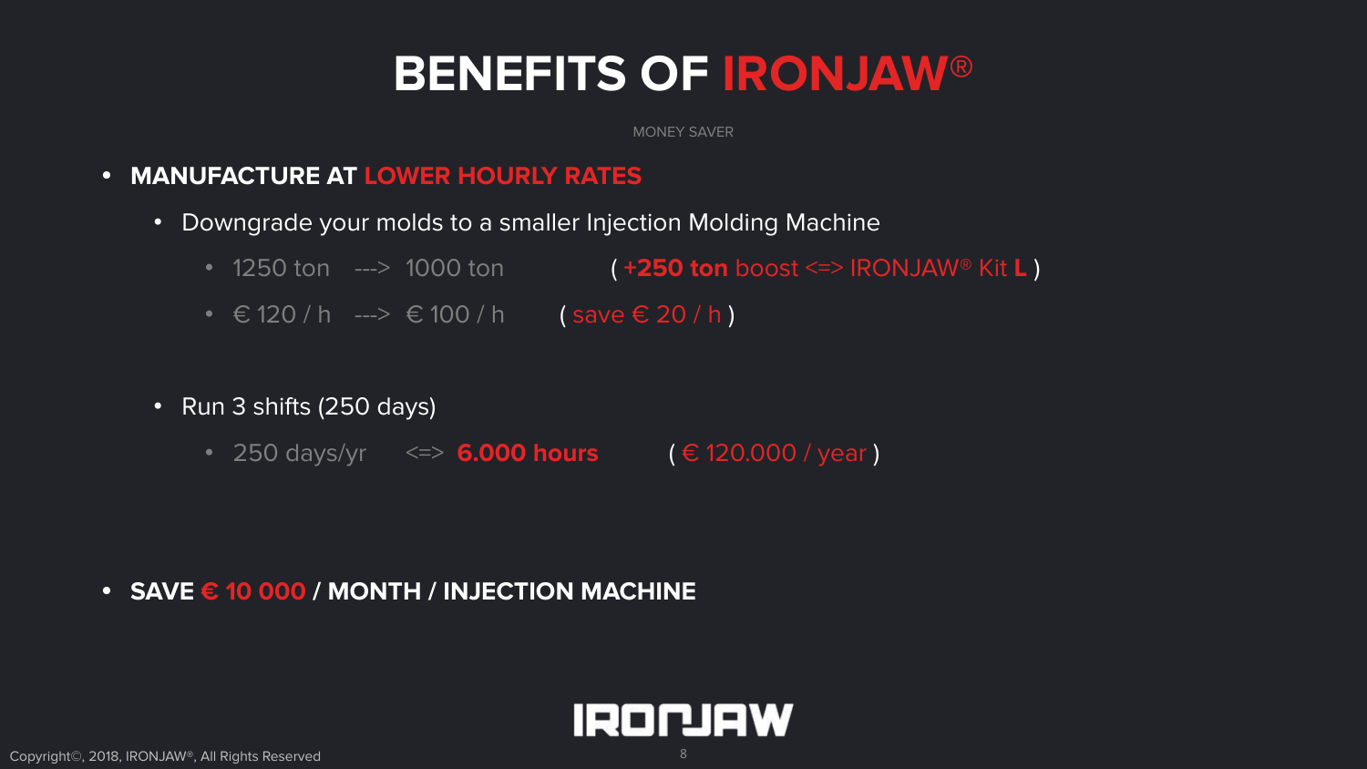# BENEFITS OF IRONJAW®

MONEY SAVER

- **MANUFACTURE AT LOWER HOURLY RATES**
  - Downgrade your molds to a smaller Injection Molding Machine
    - 1250 ton ---> 1000 ton ( **+250 ton** boost <=> IRONJAW® Kit **L** )
    - € 120 / h ---> € 100 / h ( save € 20 / h )
  - Run 3 shifts (250 days)
    - 250 days/yr <=> **6.000 hours** ( € 120.000 / year )

- **SAVE € 10 000 / MONTH / INJECTION MACHINE**

Copyright©, 2018, IRONJAW®, All Rights Reserved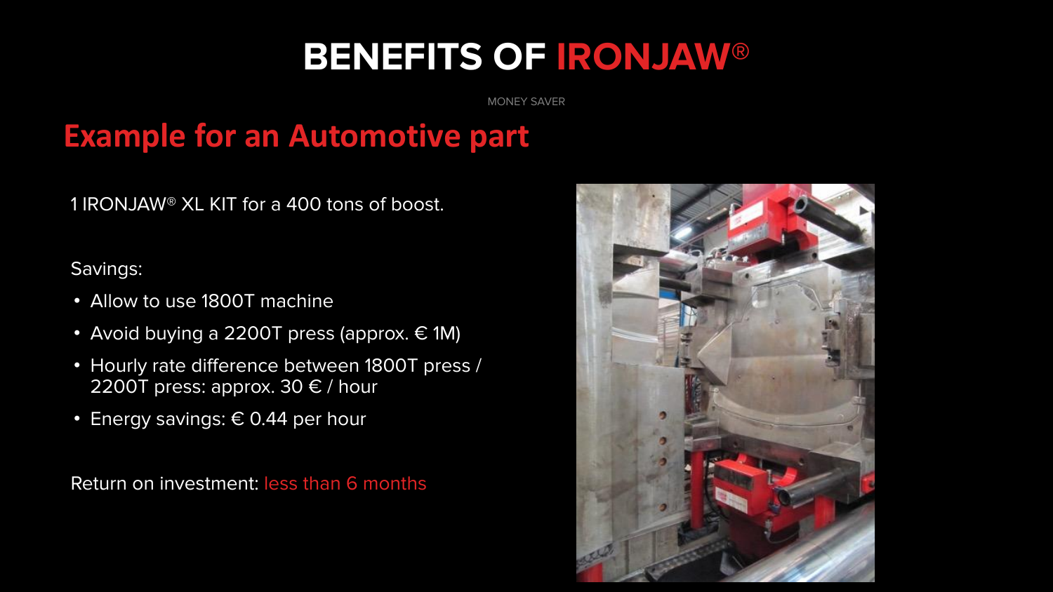# BENEFITS OF IRONJAW®

MONEY SAVER

## Example for an Automotive part

1 IRONJAW® XL KIT for a 400 tons of boost.

Savings:

- Allow to use 1800T machine
- Avoid buying a 2200T press (approx. € 1M)
- Hourly rate difference between 1800T press / 2200T press: approx. 30 € / hour
- Energy savings: € 0.44 per hour

Return on investment: less than 6 months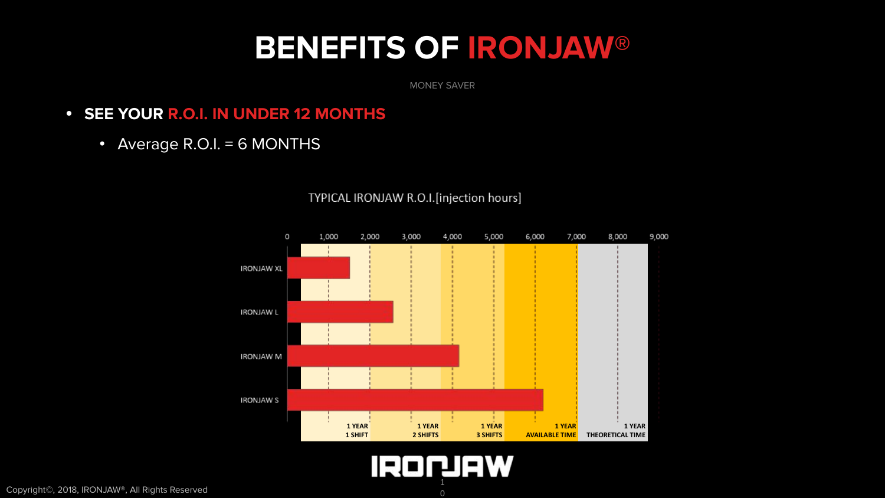# BENEFITS OF IRONJAW®

MONEY SAVER

- **SEE YOUR R.O.I. IN UNDER 12 MONTHS**
  - Average R.O.I. = 6 MONTHS

TYPICAL IRONJAW R.O.I.[injection hours]

0, 1,000, 2,000, 3,000, 4,000, 5,000, 6,000, 7,000, 8,000, 9,000

IRONJAW XL

IRONJAW L

IRONJAW M

IRONJAW S

1 YEAR 1 SHIFT

1 YEAR 2 SHIFTS

1 YEAR 3 SHIFTS

1 YEAR AVAILABLE TIME

1 YEAR THEORETICAL TIME

IRONJAW

Copyright©, 2018, IRONJAW®, All Rights Reserved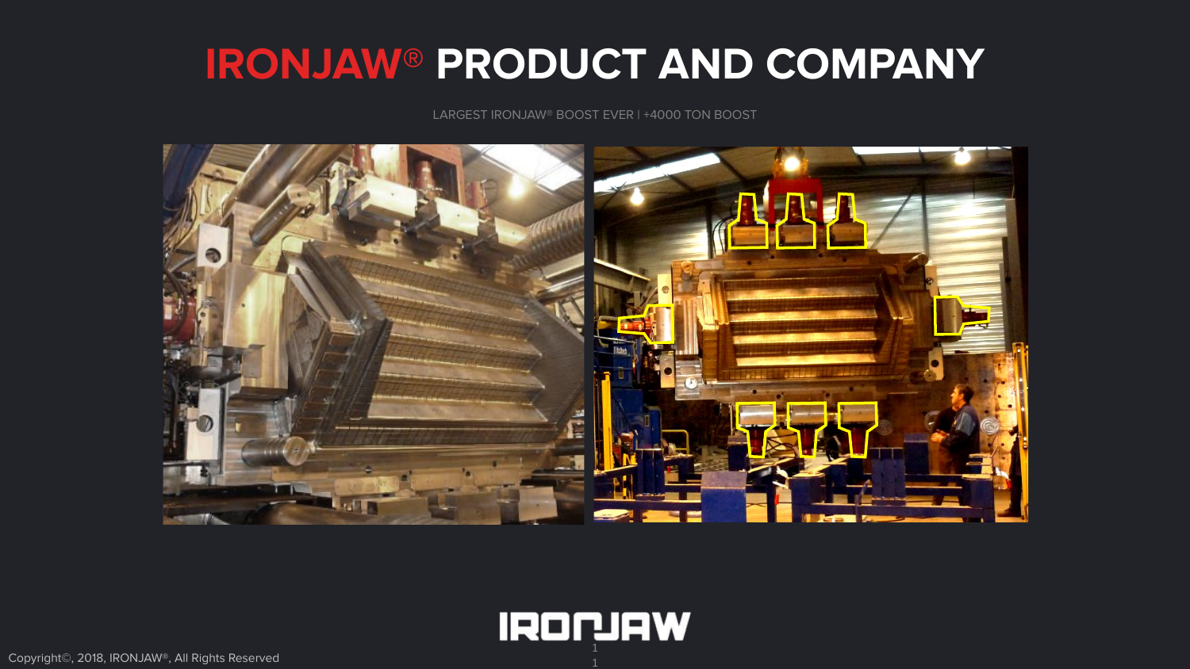# IRONJAW® PRODUCT AND COMPANY

LARGEST IRONJAW® BOOST EVER | +4000 TON BOOST

Copyright©, 2018, IRONJAW®, All Rights Reserved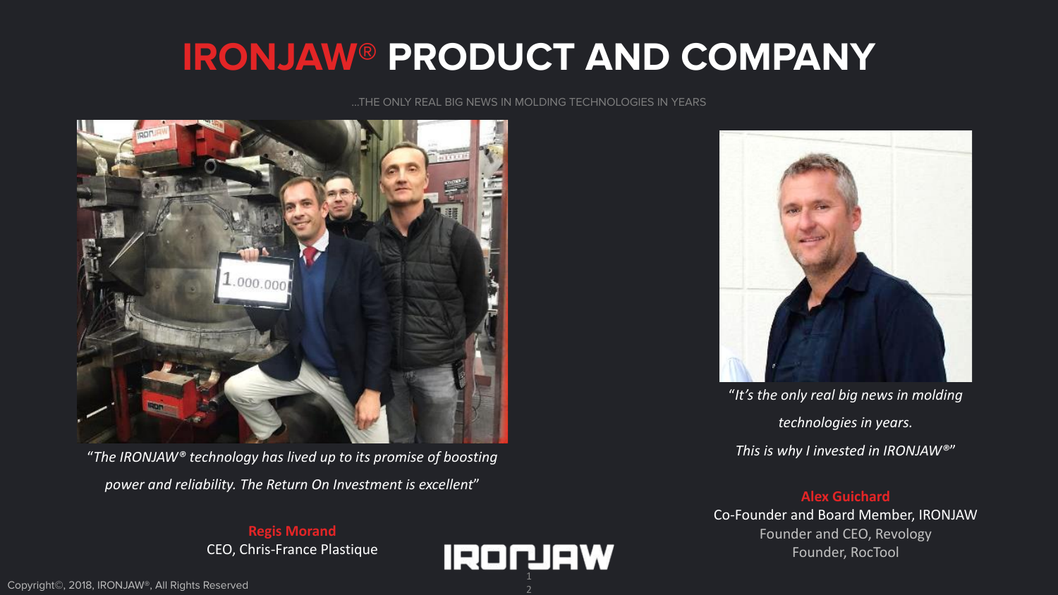# IRONJAW® PRODUCT AND COMPANY

...THE ONLY REAL BIG NEWS IN MOLDING TECHNOLOGIES IN YEARS

*"The IRONJAW® technology has lived up to its promise of boosting power and reliability. The Return On Investment is excellent"*

**Regis Morand**
CEO, Chris-France Plastique

*"It's the only real big news in molding technologies in years. This is why I invested in IRONJAW®"*

**Alex Guichard**
Co-Founder and Board Member, IRONJAW
Founder and CEO, Revology
Founder, RocTool

IRONJAW

Copyright©, 2018, IRONJAW®, All Rights Reserved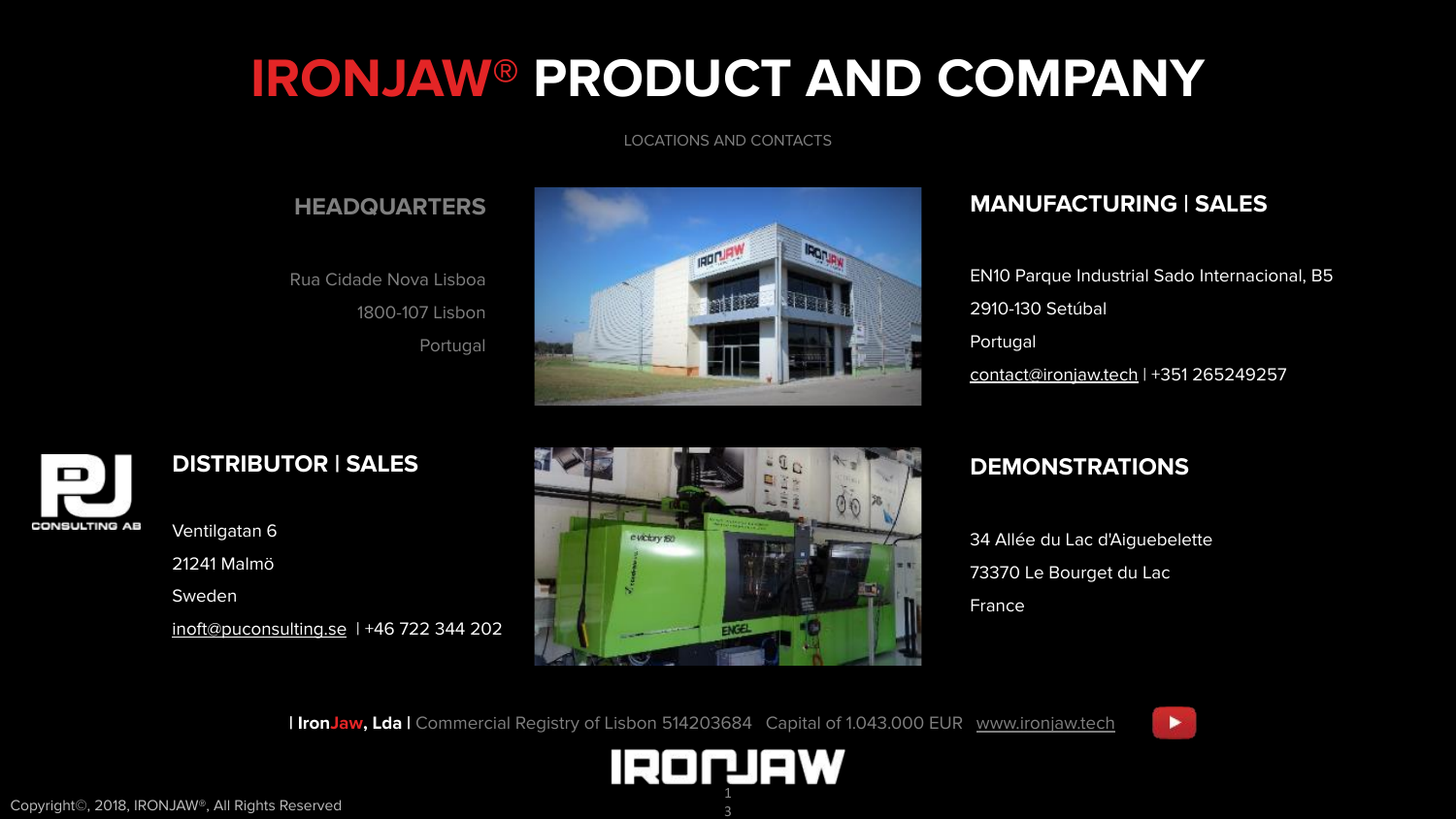# IRONJAW® PRODUCT AND COMPANY

LOCATIONS AND CONTACTS

## HEADQUARTERS

Rua Cidade Nova Lisboa
1800-107 Lisbon
Portugal

## MANUFACTURING | SALES

EN10 Parque Industrial Sado Internacional, B5
2910-130 Setúbal
Portugal
contact@ironjaw.tech | +351 265249257

## DISTRIBUTOR | SALES

PJ CONSULTING AB

Ventilgatan 6
21241 Malmö
Sweden
inoft@puconsulting.se | +46 722 344 202

## DEMONSTRATIONS

34 Allée du Lac d'Aiguebelette
73370 Le Bourget du Lac
France

| **IronJaw, Lda** | Commercial Registry of Lisbon 514203684 Capital of 1.043.000 EUR www.ironjaw.tech

IRONJAW

Copyright©, 2018, IRONJAW®, All Rights Reserved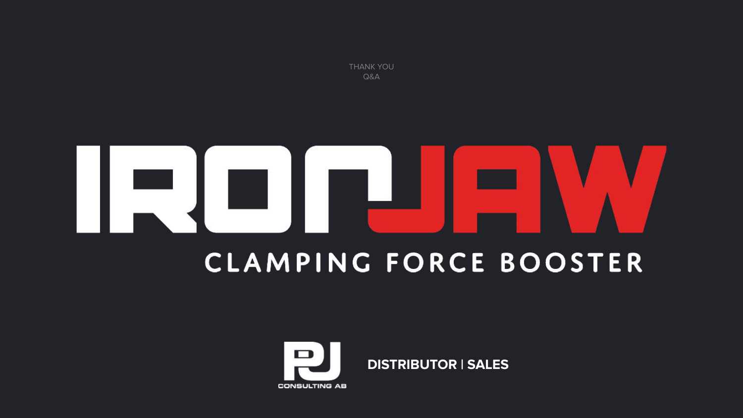THANK YOU
Q&A

# IRONJAW

CLAMPING FORCE BOOSTER

PJ CONSULTING AB

**DISTRIBUTOR | SALES**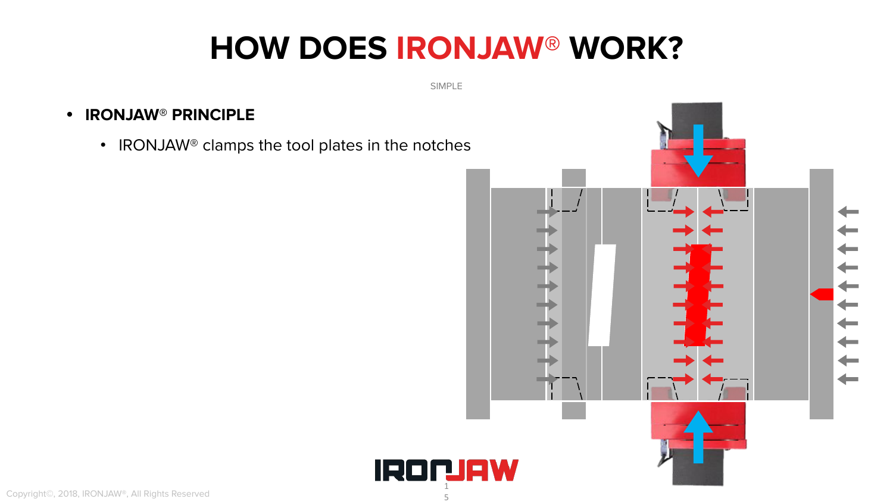# HOW DOES IRONJAW® WORK?

SIMPLE

- **IRONJAW® PRINCIPLE**
  - IRONJAW® clamps the tool plates in the notches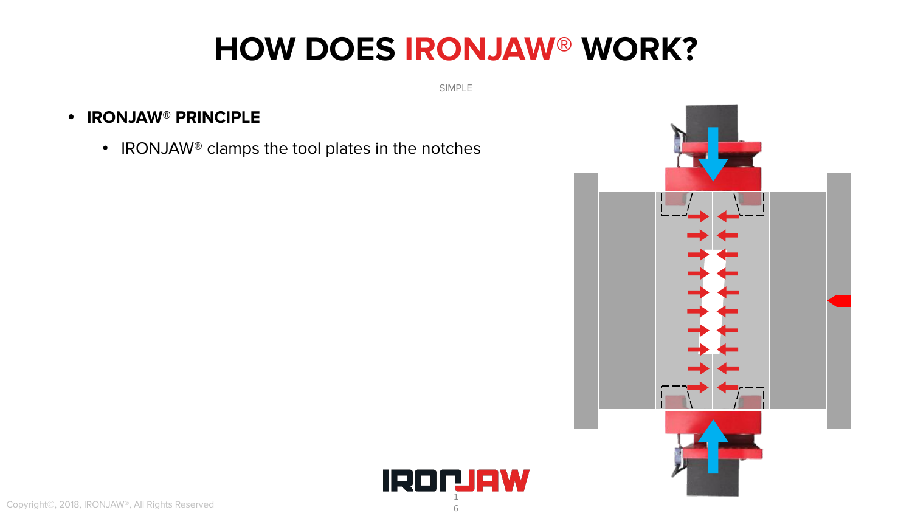# HOW DOES IRONJAW® WORK?

SIMPLE

- **IRONJAW® PRINCIPLE**
  - IRONJAW® clamps the tool plates in the notches

Copyright©, 2018, IRONJAW®, All Rights Reserved